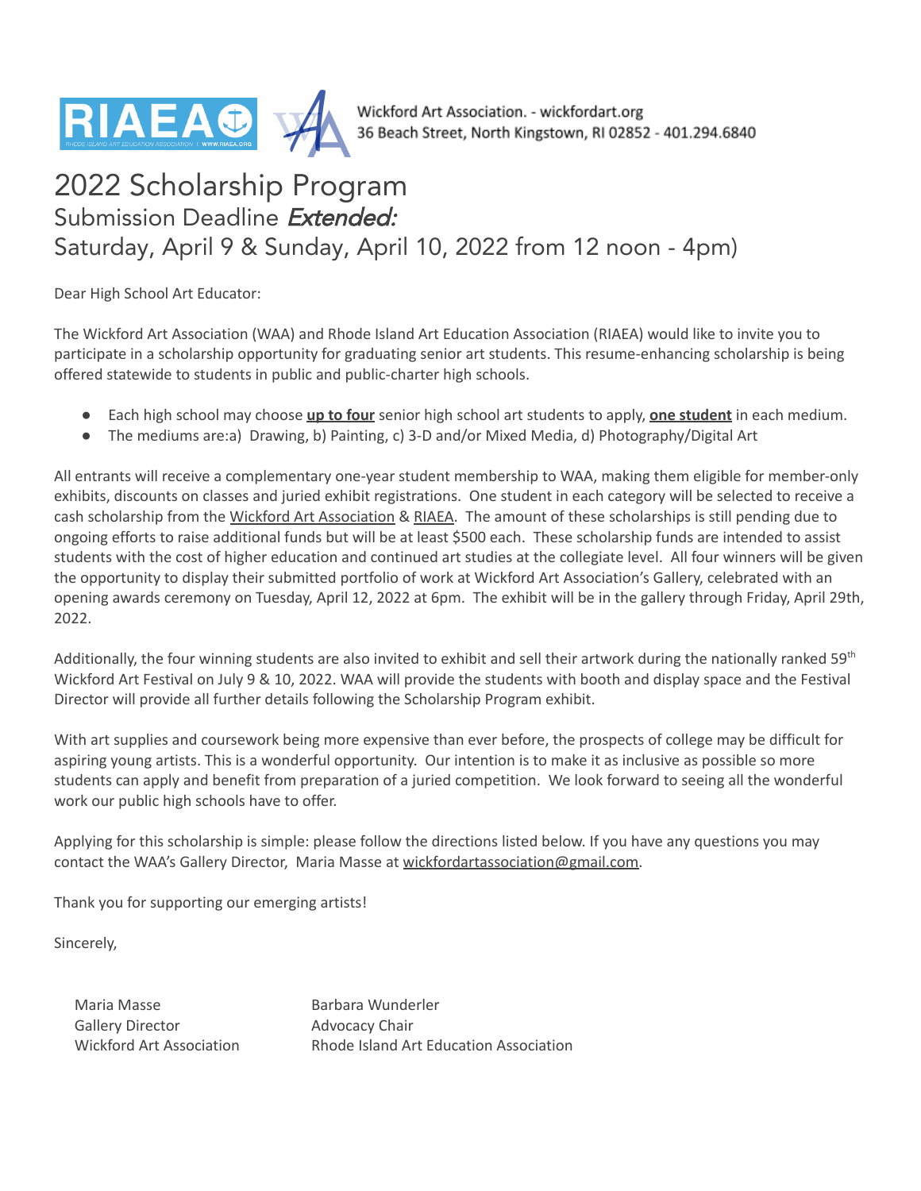RIAEA | RHODE ISLAND ART EDUCATION ASSOCIATION | WWW.RIAEA.ORG

Wickford Art Association. - wickfordart.org
36 Beach Street, North Kingstown, RI 02852 - 401.294.6840

# 2022 Scholarship Program

## Submission Deadline *Extended:*

## Saturday, April 9 & Sunday, April 10, 2022 from 12 noon - 4pm)

Dear High School Art Educator:

The Wickford Art Association (WAA) and Rhode Island Art Education Association (RIAEA) would like to invite you to participate in a scholarship opportunity for graduating senior art students. This resume-enhancing scholarship is being offered statewide to students in public and public-charter high schools.

- Each high school may choose **up to four** senior high school art students to apply, **one student** in each medium.
- The mediums are:a) Drawing, b) Painting, c) 3-D and/or Mixed Media, d) Photography/Digital Art

All entrants will receive a complementary one-year student membership to WAA, making them eligible for member-only exhibits, discounts on classes and juried exhibit registrations. One student in each category will be selected to receive a cash scholarship from the Wickford Art Association & RIAEA. The amount of these scholarships is still pending due to ongoing efforts to raise additional funds but will be at least $500 each. These scholarship funds are intended to assist students with the cost of higher education and continued art studies at the collegiate level. All four winners will be given the opportunity to display their submitted portfolio of work at Wickford Art Association's Gallery, celebrated with an opening awards ceremony on Tuesday, April 12, 2022 at 6pm. The exhibit will be in the gallery through Friday, April 29th, 2022.

Additionally, the four winning students are also invited to exhibit and sell their artwork during the nationally ranked 59th Wickford Art Festival on July 9 & 10, 2022. WAA will provide the students with booth and display space and the Festival Director will provide all further details following the Scholarship Program exhibit.

With art supplies and coursework being more expensive than ever before, the prospects of college may be difficult for aspiring young artists. This is a wonderful opportunity. Our intention is to make it as inclusive as possible so more students can apply and benefit from preparation of a juried competition. We look forward to seeing all the wonderful work our public high schools have to offer.

Applying for this scholarship is simple: please follow the directions listed below. If you have any questions you may contact the WAA's Gallery Director, Maria Masse at wickfordartassociation@gmail.com.

Thank you for supporting our emerging artists!

Sincerely,

Maria Masse
Gallery Director
Wickford Art Association

Barbara Wunderler
Advocacy Chair
Rhode Island Art Education Association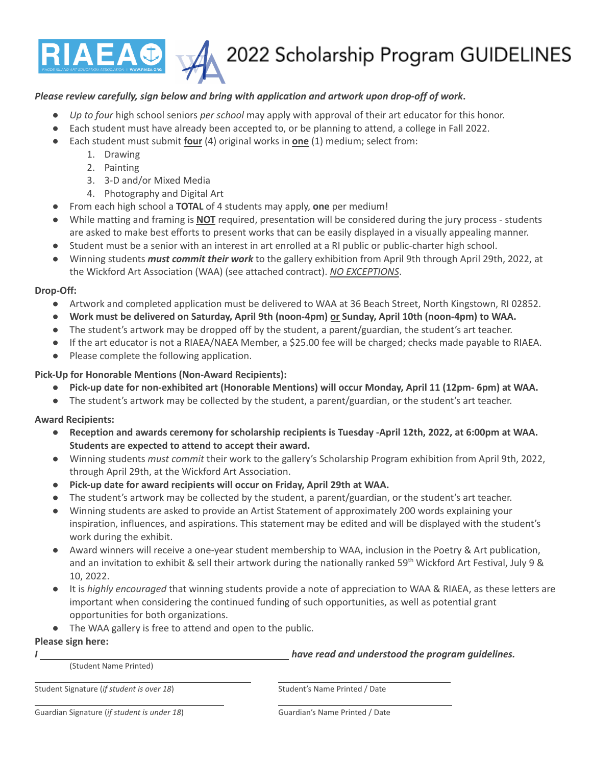# RIAEA 2022 Scholarship Program GUIDELINES

***Please review carefully, sign below and bring with application and artwork upon drop-off of work.***

- *Up to four* high school seniors *per school* may apply with approval of their art educator for this honor.
- Each student must have already been accepted to, or be planning to attend, a college in Fall 2022.
- Each student must submit **four** (4) original works in **one** (1) medium; select from:
  1. Drawing
  2. Painting
  3. 3-D and/or Mixed Media
  4. Photography and Digital Art
- From each high school a **TOTAL** of 4 students may apply, **one** per medium!
- While matting and framing is **NOT** required, presentation will be considered during the jury process - students are asked to make best efforts to present works that can be easily displayed in a visually appealing manner.
- Student must be a senior with an interest in art enrolled at a RI public or public-charter high school.
- Winning students ***must commit their work*** to the gallery exhibition from April 9th through April 29th, 2022, at the Wickford Art Association (WAA) (see attached contract). *NO EXCEPTIONS*.

**Drop-Off:**

- Artwork and completed application must be delivered to WAA at 36 Beach Street, North Kingstown, RI 02852.
- **Work must be delivered on Saturday, April 9th (noon-4pm) or Sunday, April 10th (noon-4pm) to WAA.**
- The student's artwork may be dropped off by the student, a parent/guardian, the student's art teacher.
- If the art educator is not a RIAEA/NAEA Member, a $25.00 fee will be charged; checks made payable to RIAEA.
- Please complete the following application.

**Pick-Up for Honorable Mentions (Non-Award Recipients):**

- **Pick-up date for non-exhibited art (Honorable Mentions) will occur Monday, April 11 (12pm- 6pm) at WAA.**
- The student's artwork may be collected by the student, a parent/guardian, or the student's art teacher.

**Award Recipients:**

- **Reception and awards ceremony for scholarship recipients is Tuesday -April 12th, 2022, at 6:00pm at WAA. Students are expected to attend to accept their award.**
- Winning students *must commit* their work to the gallery's Scholarship Program exhibition from April 9th, 2022, through April 29th, at the Wickford Art Association.
- **Pick-up date for award recipients will occur on Friday, April 29th at WAA.**
- The student's artwork may be collected by the student, a parent/guardian, or the student's art teacher.
- Winning students are asked to provide an Artist Statement of approximately 200 words explaining your inspiration, influences, and aspirations. This statement may be edited and will be displayed with the student's work during the exhibit.
- Award winners will receive a one-year student membership to WAA, inclusion in the Poetry & Art publication, and an invitation to exhibit & sell their artwork during the nationally ranked 59th Wickford Art Festival, July 9 & 10, 2022.
- It is *highly encouraged* that winning students provide a note of appreciation to WAA & RIAEA, as these letters are important when considering the continued funding of such opportunities, as well as potential grant opportunities for both organizations.
- The WAA gallery is free to attend and open to the public.

**Please sign here:**

***I*** ______________________________ ***have read and understood the program guidelines.***

(Student Name Printed)

______________________________ ______________________________

Student Signature (*if student is over 18*) Student's Name Printed / Date

______________________________ ______________________________

Guardian Signature (*if student is under 18*) Guardian's Name Printed / Date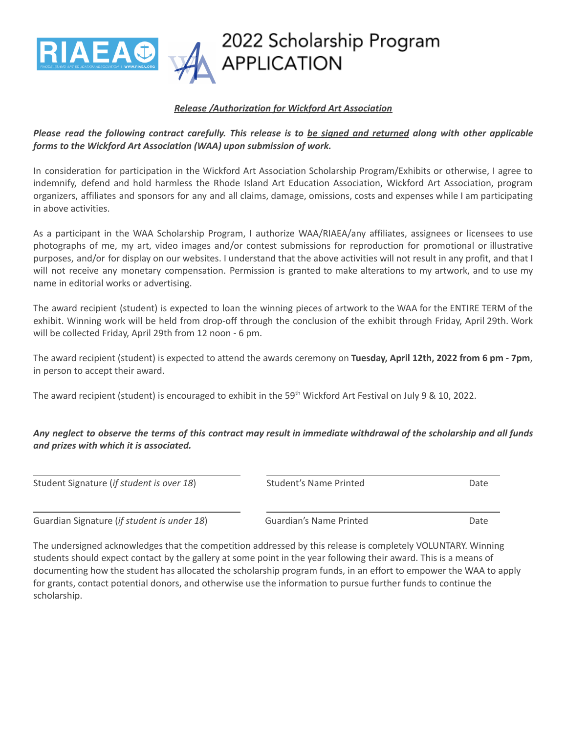# 2022 Scholarship Program APPLICATION

***Release /Authorization for Wickford Art Association***

***Please read the following contract carefully. This release is to be signed and returned along with other applicable forms to the Wickford Art Association (WAA) upon submission of work.***

In consideration for participation in the Wickford Art Association Scholarship Program/Exhibits or otherwise, I agree to indemnify, defend and hold harmless the Rhode Island Art Education Association, Wickford Art Association, program organizers, affiliates and sponsors for any and all claims, damage, omissions, costs and expenses while I am participating in above activities.

As a participant in the WAA Scholarship Program, I authorize WAA/RIAEA/any affiliates, assignees or licensees to use photographs of me, my art, video images and/or contest submissions for reproduction for promotional or illustrative purposes, and/or for display on our websites. I understand that the above activities will not result in any profit, and that I will not receive any monetary compensation. Permission is granted to make alterations to my artwork, and to use my name in editorial works or advertising.

The award recipient (student) is expected to loan the winning pieces of artwork to the WAA for the ENTIRE TERM of the exhibit. Winning work will be held from drop-off through the conclusion of the exhibit through Friday, April 29th. Work will be collected Friday, April 29th from 12 noon - 6 pm.

The award recipient (student) is expected to attend the awards ceremony on **Tuesday, April 12th, 2022 from 6 pm - 7pm**, in person to accept their award.

The award recipient (student) is encouraged to exhibit in the 59th Wickford Art Festival on July 9 & 10, 2022.

***Any neglect to observe the terms of this contract may result in immediate withdrawal of the scholarship and all funds and prizes with which it is associated.***

Student Signature (*if student is over 18*) ______________________ Student's Name Printed ______________________ Date ________

Guardian Signature (*if student is under 18*) ______________________ Guardian's Name Printed ______________________ Date ________

The undersigned acknowledges that the competition addressed by this release is completely VOLUNTARY. Winning students should expect contact by the gallery at some point in the year following their award. This is a means of documenting how the student has allocated the scholarship program funds, in an effort to empower the WAA to apply for grants, contact potential donors, and otherwise use the information to pursue further funds to continue the scholarship.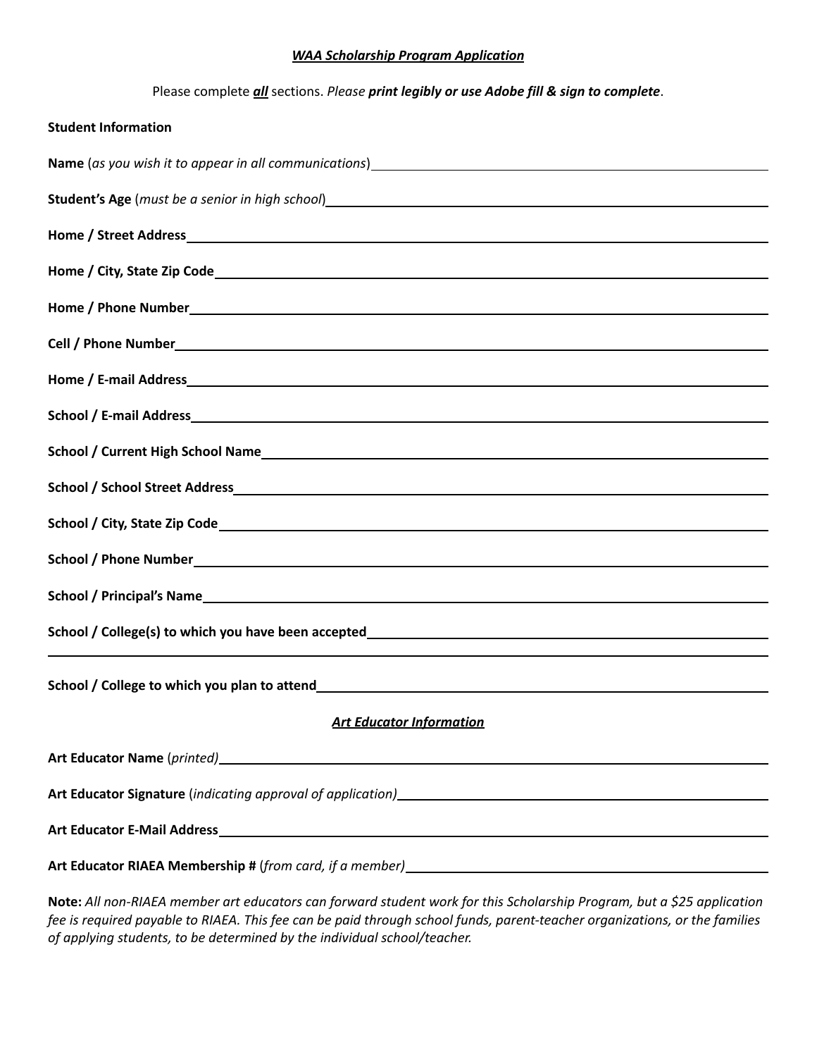## ***WAA Scholarship Program Application***

Please complete ***all*** sections. *Please* ***print legibly or use Adobe fill & sign to complete***.

**Student Information**

**Name** (*as you wish it to appear in all communications*) ______________________________

**Student's Age** (*must be a senior in high school*) ______________________________

**Home / Street Address** ______________________________

**Home / City, State Zip Code** ______________________________

**Home / Phone Number** ______________________________

**Cell / Phone Number** ______________________________

**Home / E-mail Address** ______________________________

**School / E-mail Address** ______________________________

**School / Current High School Name** ______________________________

**School / School Street Address** ______________________________

**School / City, State Zip Code** ______________________________

**School / Phone Number** ______________________________

**School / Principal's Name** ______________________________

**School / College(s) to which you have been accepted** ______________________________

______________________________

**School / College to which you plan to attend** ______________________________

### ***Art Educator Information***

**Art Educator Name** (*printed)* ______________________________

**Art Educator Signature** (*indicating approval of application)* ______________________________

**Art Educator E-Mail Address** ______________________________

**Art Educator RIAEA Membership #** (*from card, if a member)* ______________________________

**Note:** *All non-RIAEA member art educators can forward student work for this Scholarship Program, but a $25 application fee is required payable to RIAEA. This fee can be paid through school funds, parent-teacher organizations, or the families of applying students, to be determined by the individual school/teacher.*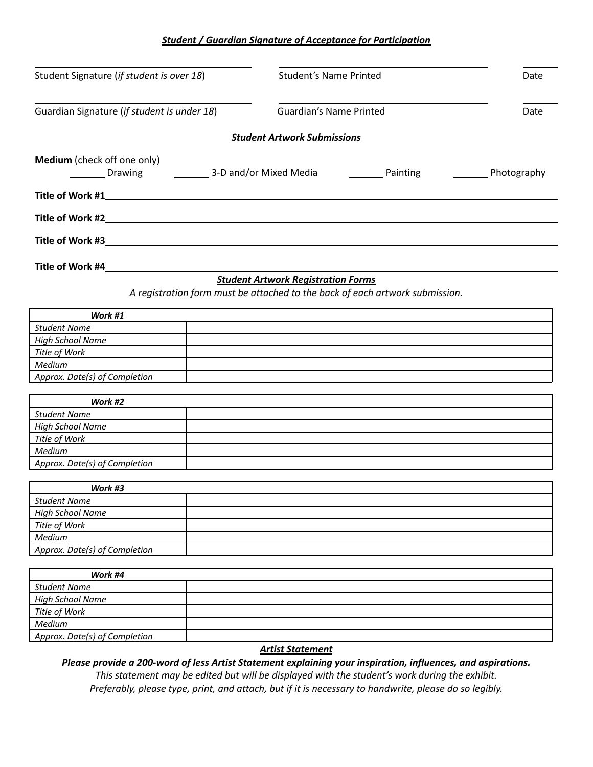***Student / Guardian Signature of Acceptance for Participation***

| | | |
|---|---|---|
| ______________________ | ______________________ | ______ |
| Student Signature (*if student is over 18*) | Student's Name Printed | Date |
| ______________________ | ______________________ | ______ |
| Guardian Signature (*if student is under 18*) | Guardian's Name Printed | Date |

***Student Artwork Submissions***

**Medium** (check off one only)

_______ Drawing _______ 3-D and/or Mixed Media _______ Painting _______ Photography

**Title of Work #1**______________________________________________

**Title of Work #2**______________________________________________

**Title of Work #3**______________________________________________

**Title of Work #4**______________________________________________

***Student Artwork Registration Forms***

*A registration form must be attached to the back of each artwork submission.*

| ***Work #1*** | |
|---|---|
| *Student Name* | |
| *High School Name* | |
| *Title of Work* | |
| *Medium* | |
| *Approx. Date(s) of Completion* | |

| ***Work #2*** | |
|---|---|
| *Student Name* | |
| *High School Name* | |
| *Title of Work* | |
| *Medium* | |
| *Approx. Date(s) of Completion* | |

| ***Work #3*** | |
|---|---|
| *Student Name* | |
| *High School Name* | |
| *Title of Work* | |
| *Medium* | |
| *Approx. Date(s) of Completion* | |

| ***Work #4*** | |
|---|---|
| *Student Name* | |
| *High School Name* | |
| *Title of Work* | |
| *Medium* | |
| *Approx. Date(s) of Completion* | |

***Artist Statement***

***Please provide a 200-word of less Artist Statement explaining your inspiration, influences, and aspirations.***

*This statement may be edited but will be displayed with the student's work during the exhibit.*

*Preferably, please type, print, and attach, but if it is necessary to handwrite, please do so legibly.*